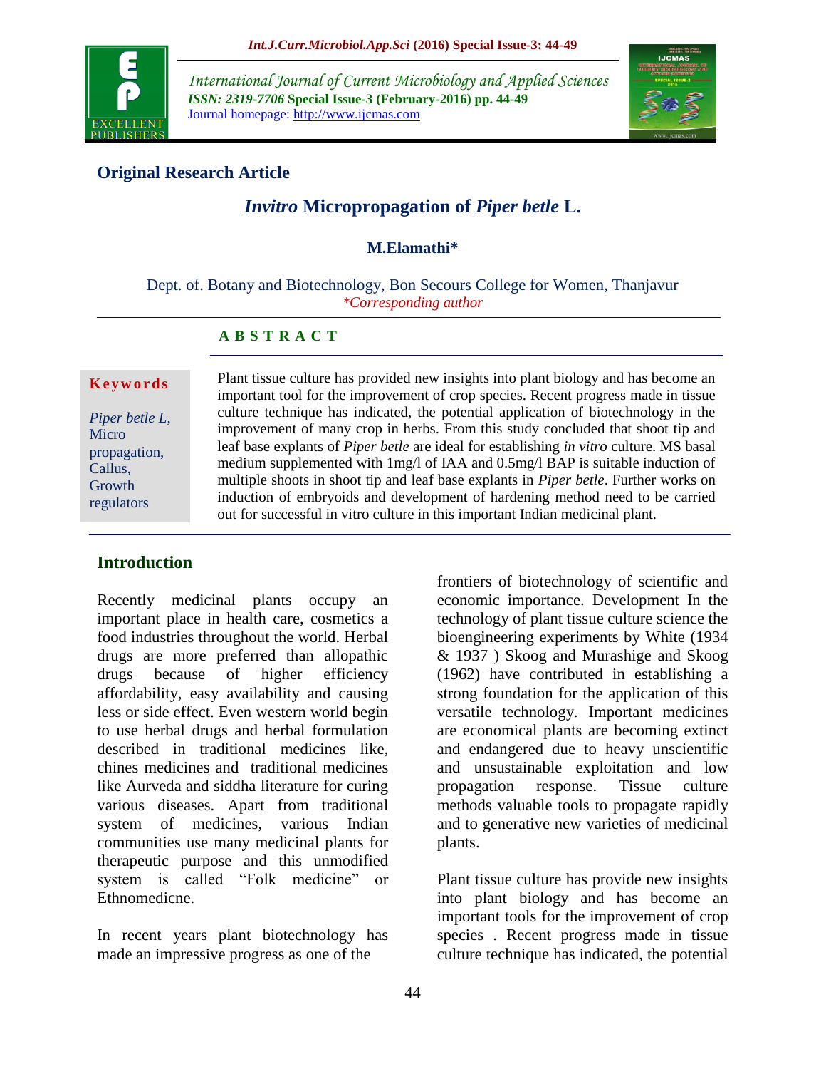**Original Research Article**

# *Invitro* Micropropagation of *Piper betle* L.

**M.Elamathi***

Dept. of. Botany and Biotechnology, Bon Secours College for Women, Thanjavur

*\*Corresponding author*

**A B S T R A C T**

**Keywords**

*Piper betle L,* Micro propagation, Callus, Growth regulators

Plant tissue culture has provided new insights into plant biology and has become an important tool for the improvement of crop species. Recent progress made in tissue culture technique has indicated, the potential application of biotechnology in the improvement of many crop in herbs. From this study concluded that shoot tip and leaf base explants of *Piper betle* are ideal for establishing *in vitro* culture. MS basal medium supplemented with 1mg/l of IAA and 0.5mg/l BAP is suitable induction of multiple shoots in shoot tip and leaf base explants in *Piper betle*. Further works on induction of embryoids and development of hardening method need to be carried out for successful in vitro culture in this important Indian medicinal plant.

## Introduction

Recently medicinal plants occupy an important place in health care, cosmetics a food industries throughout the world. Herbal drugs are more preferred than allopathic drugs because of higher efficiency affordability, easy availability and causing less or side effect. Even western world begin to use herbal drugs and herbal formulation described in traditional medicines like, chines medicines and traditional medicines like Aurveda and siddha literature for curing various diseases. Apart from traditional system of medicines, various Indian communities use many medicinal plants for therapeutic purpose and this unmodified system is called "Folk medicine" or Ethnomedicne.

In recent years plant biotechnology has made an impressive progress as one of the frontiers of biotechnology of scientific and economic importance. Development In the technology of plant tissue culture science the bioengineering experiments by White (1934 & 1937 ) Skoog and Murashige and Skoog (1962) have contributed in establishing a strong foundation for the application of this versatile technology. Important medicines are economical plants are becoming extinct and endangered due to heavy unscientific and unsustainable exploitation and low propagation response. Tissue culture methods valuable tools to propagate rapidly and to generative new varieties of medicinal plants.

Plant tissue culture has provide new insights into plant biology and has become an important tools for the improvement of crop species . Recent progress made in tissue culture technique has indicated, the potential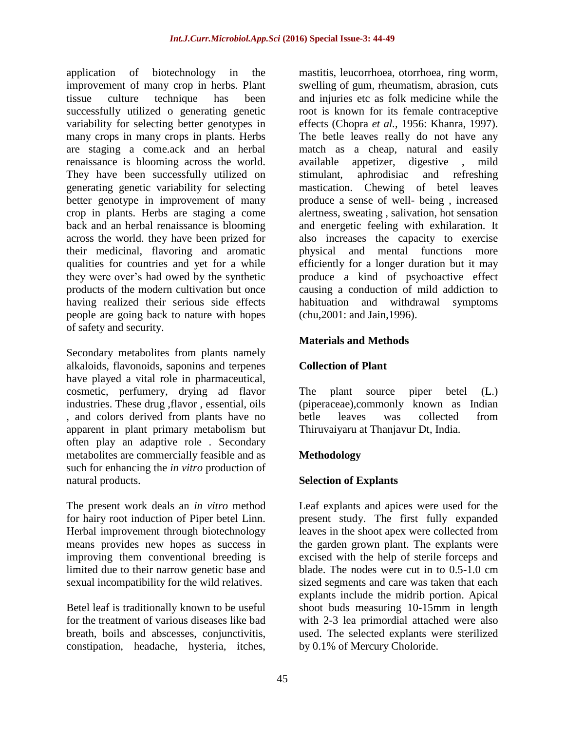application of biotechnology in the improvement of many crop in herbs. Plant tissue culture technique has been successfully utilized o generating genetic variability for selecting better genotypes in many crops in many crops in plants. Herbs are staging a come.ack and an herbal renaissance is blooming across the world. They have been successfully utilized on generating genetic variability for selecting better genotype in improvement of many crop in plants. Herbs are staging a come back and an herbal renaissance is blooming across the world. they have been prized for their medicinal, flavoring and aromatic qualities for countries and yet for a while they were over's had owed by the synthetic products of the modern cultivation but once having realized their serious side effects people are going back to nature with hopes of safety and security.

Secondary metabolites from plants namely alkaloids, flavonoids, saponins and terpenes have played a vital role in pharmaceutical, cosmetic, perfumery, drying ad flavor industries. These drug ,flavor , essential, oils , and colors derived from plants have no apparent in plant primary metabolism but often play an adaptive role . Secondary metabolites are commercially feasible and as such for enhancing the *in vitro* production of natural products.

The present work deals an *in vitro* method for hairy root induction of Piper betel Linn. Herbal improvement through biotechnology means provides new hopes as success in improving them conventional breeding is limited due to their narrow genetic base and sexual incompatibility for the wild relatives.

Betel leaf is traditionally known to be useful for the treatment of various diseases like bad breath, boils and abscesses, conjunctivitis, constipation, headache, hysteria, itches, mastitis, leucorrhoea, otorrhoea, ring worm, swelling of gum, rheumatism, abrasion, cuts and injuries etc as folk medicine while the root is known for its female contraceptive effects (Chopra *et al.,* 1956: Khanra, 1997). The betle leaves really do not have any match as a cheap, natural and easily available appetizer, digestive , mild stimulant, aphrodisiac and refreshing mastication. Chewing of betel leaves produce a sense of well- being , increased alertness, sweating , salivation, hot sensation and energetic feeling with exhilaration. It also increases the capacity to exercise physical and mental functions more efficiently for a longer duration but it may produce a kind of psychoactive effect causing a conduction of mild addiction to habituation and withdrawal symptoms (chu,2001: and Jain,1996).

## Materials and Methods

### Collection of Plant

The plant source piper betel (L.) (piperaceae),commonly known as Indian betle leaves was collected from Thiruvaiyaru at Thanjavur Dt, India.

### Methodology

### Selection of Explants

Leaf explants and apices were used for the present study. The first fully expanded leaves in the shoot apex were collected from the garden grown plant. The explants were excised with the help of sterile forceps and blade. The nodes were cut in to 0.5-1.0 cm sized segments and care was taken that each explants include the midrib portion. Apical shoot buds measuring 10-15mm in length with 2-3 lea primordial attached were also used. The selected explants were sterilized by 0.1% of Mercury Choloride.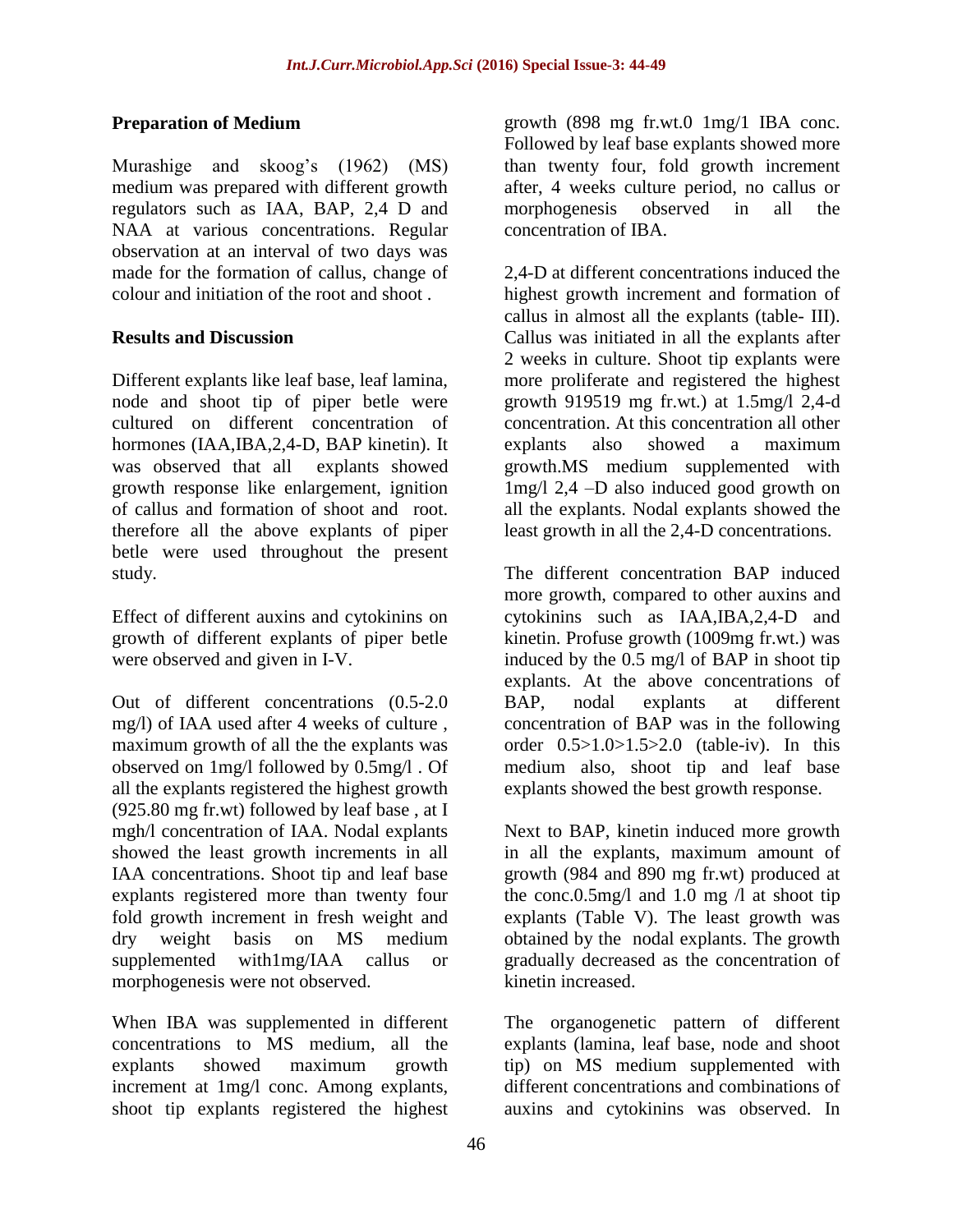### Preparation of Medium

Murashige and skoog's (1962) (MS) medium was prepared with different growth regulators such as IAA, BAP, 2,4 D and NAA at various concentrations. Regular observation at an interval of two days was made for the formation of callus, change of colour and initiation of the root and shoot .

### Results and Discussion

Different explants like leaf base, leaf lamina, node and shoot tip of piper betle were cultured on different concentration of hormones (IAA,IBA,2,4-D, BAP kinetin). It was observed that all explants showed growth response like enlargement, ignition of callus and formation of shoot and root. therefore all the above explants of piper betle were used throughout the present study.

Effect of different auxins and cytokinins on growth of different explants of piper betle were observed and given in I-V.

Out of different concentrations (0.5-2.0 mg/l) of IAA used after 4 weeks of culture , maximum growth of all the the explants was observed on 1mg/l followed by 0.5mg/l . Of all the explants registered the highest growth (925.80 mg fr.wt) followed by leaf base , at I mgh/l concentration of IAA. Nodal explants showed the least growth increments in all IAA concentrations. Shoot tip and leaf base explants registered more than twenty four fold growth increment in fresh weight and dry weight basis on MS medium supplemented with1mg/IAA callus or morphogenesis were not observed.

When IBA was supplemented in different concentrations to MS medium, all the explants showed maximum growth increment at 1mg/l conc. Among explants, shoot tip explants registered the highest growth (898 mg fr.wt.0 1mg/1 IBA conc. Followed by leaf base explants showed more than twenty four, fold growth increment after, 4 weeks culture period, no callus or morphogenesis observed in all the concentration of IBA.

2,4-D at different concentrations induced the highest growth increment and formation of callus in almost all the explants (table- III). Callus was initiated in all the explants after 2 weeks in culture. Shoot tip explants were more proliferate and registered the highest growth 919519 mg fr.wt.) at 1.5mg/l 2,4-d concentration. At this concentration all other explants also showed a maximum growth.MS medium supplemented with 1mg/l 2,4 –D also induced good growth on all the explants. Nodal explants showed the least growth in all the 2,4-D concentrations.

The different concentration BAP induced more growth, compared to other auxins and cytokinins such as IAA,IBA,2,4-D and kinetin. Profuse growth (1009mg fr.wt.) was induced by the 0.5 mg/l of BAP in shoot tip explants. At the above concentrations of BAP, nodal explants at different concentration of BAP was in the following order 0.5>1.0>1.5>2.0 (table-iv). In this medium also, shoot tip and leaf base explants showed the best growth response.

Next to BAP, kinetin induced more growth in all the explants, maximum amount of growth (984 and 890 mg fr.wt) produced at the conc.0.5mg/l and 1.0 mg /l at shoot tip explants (Table V). The least growth was obtained by the nodal explants. The growth gradually decreased as the concentration of kinetin increased.

The organogenetic pattern of different explants (lamina, leaf base, node and shoot tip) on MS medium supplemented with different concentrations and combinations of auxins and cytokinins was observed. In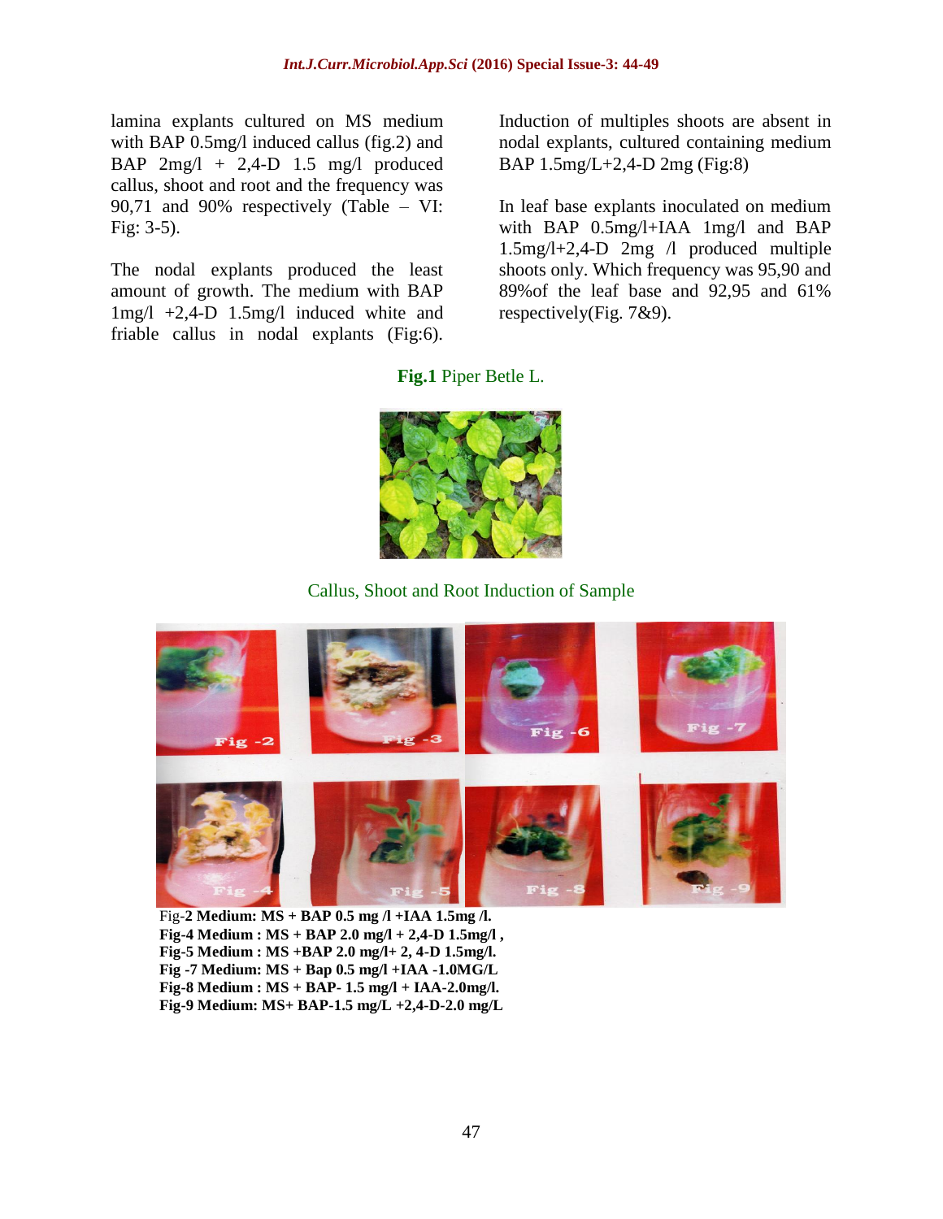lamina explants cultured on MS medium with BAP 0.5mg/l induced callus (fig.2) and BAP 2mg/l + 2,4-D 1.5 mg/l produced callus, shoot and root and the frequency was 90,71 and 90% respectively (Table – VI: Fig: 3-5).

The nodal explants produced the least amount of growth. The medium with BAP 1mg/l +2,4-D 1.5mg/l induced white and friable callus in nodal explants (Fig:6).

Induction of multiples shoots are absent in nodal explants, cultured containing medium BAP 1.5mg/L+2,4-D 2mg (Fig:8)

In leaf base explants inoculated on medium with BAP 0.5mg/l+IAA 1mg/l and BAP 1.5mg/l+2,4-D 2mg /l produced multiple shoots only. Which frequency was 95,90 and 89%of the leaf base and 92,95 and 61% respectively(Fig. 7&9).

**Fig.1** Piper Betle L.

Callus, Shoot and Root Induction of Sample

Fig-**2 Medium: MS + BAP 0.5 mg /l +IAA 1.5mg /l.**
**Fig-4 Medium : MS + BAP 2.0 mg/l + 2,4-D 1.5mg/l ,**
**Fig-5 Medium : MS +BAP 2.0 mg/l+ 2, 4-D 1.5mg/l.**
**Fig -7 Medium: MS + Bap 0.5 mg/l +IAA -1.0MG/L**
**Fig-8 Medium : MS + BAP- 1.5 mg/l + IAA-2.0mg/l.**
**Fig-9 Medium: MS+ BAP-1.5 mg/L +2,4-D-2.0 mg/L**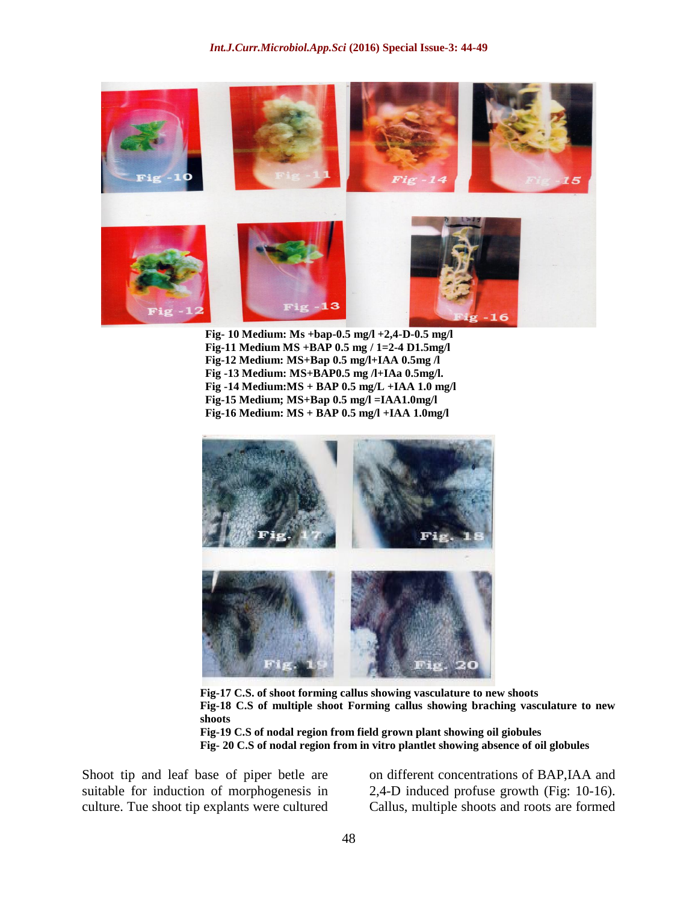Fig- 10 Medium: Ms +bap-0.5 mg/l +2,4-D-0.5 mg/l
Fig-11 Medium MS +BAP 0.5 mg / 1=2-4 D1.5mg/l
Fig-12 Medium: MS+Bap 0.5 mg/l+IAA 0.5mg /l
Fig -13 Medium: MS+BAP0.5 mg /l+IAa 0.5mg/l.
Fig -14 Medium:MS + BAP 0.5 mg/L +IAA 1.0 mg/l
Fig-15 Medium; MS+Bap 0.5 mg/l =IAA1.0mg/l
Fig-16 Medium: MS + BAP 0.5 mg/l +IAA 1.0mg/l

Fig-17 C.S. of shoot forming callus showing vasculature to new shoots
Fig-18 C.S of multiple shoot Forming callus showing braching vasculature to new shoots
Fig-19 C.S of nodal region from field grown plant showing oil giobules
Fig- 20 C.S of nodal region from in vitro plantlet showing absence of oil globules

Shoot tip and leaf base of piper betle are suitable for induction of morphogenesis in culture. Tue shoot tip explants were cultured on different concentrations of BAP,IAA and 2,4-D induced profuse growth (Fig: 10-16). Callus, multiple shoots and roots are formed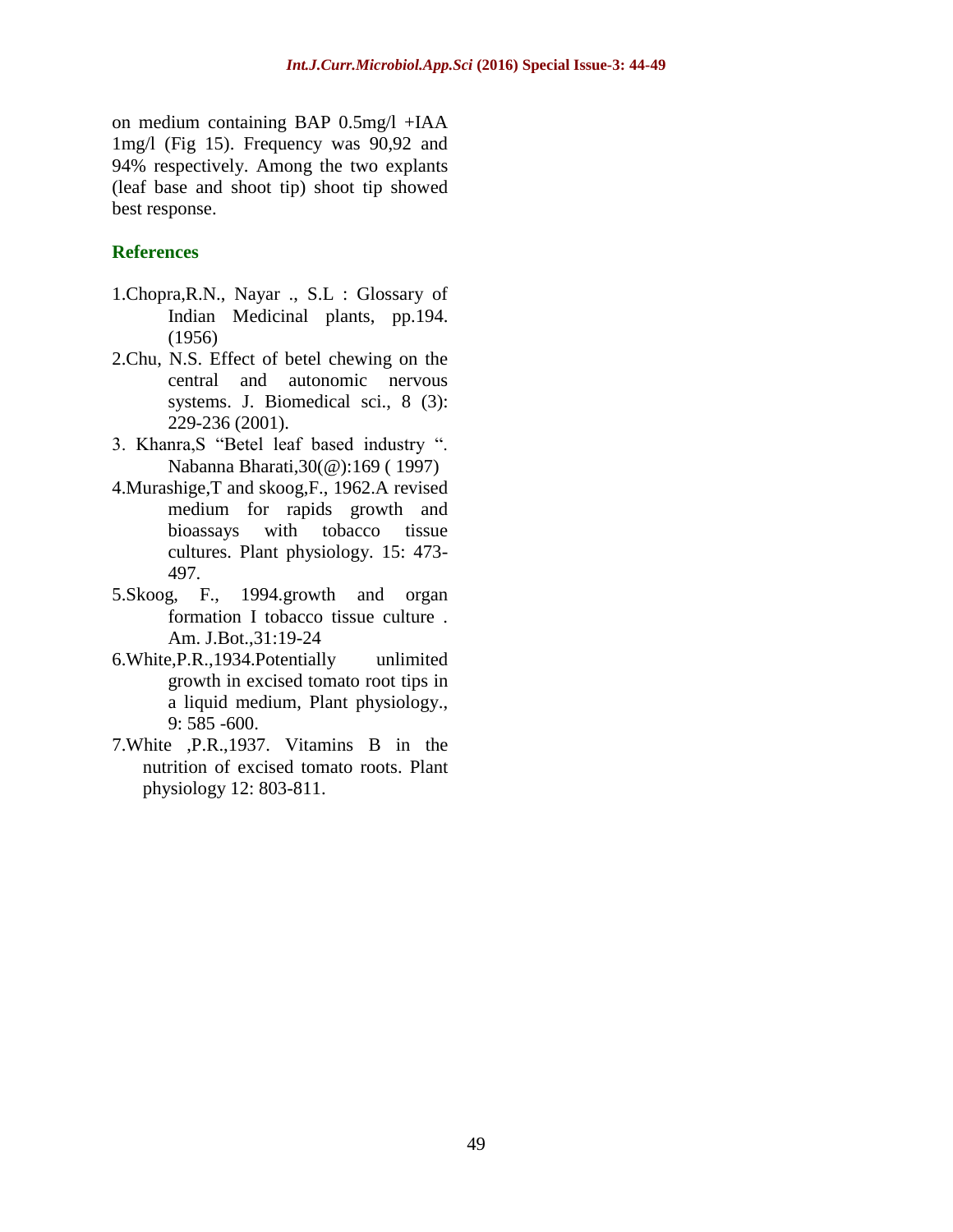on medium containing BAP 0.5mg/l +IAA 1mg/l (Fig 15). Frequency was 90,92 and 94% respectively. Among the two explants (leaf base and shoot tip) shoot tip showed best response.

## References

1.Chopra,R.N., Nayar ., S.L : Glossary of Indian Medicinal plants, pp.194. (1956)

2.Chu, N.S. Effect of betel chewing on the central and autonomic nervous systems. J. Biomedical sci., 8 (3): 229-236 (2001).

3. Khanra,S "Betel leaf based industry ". Nabanna Bharati,30(@):169 ( 1997)

4.Murashige,T and skoog,F., 1962.A revised medium for rapids growth and bioassays with tobacco tissue cultures. Plant physiology. 15: 473-497.

5.Skoog, F., 1994.growth and organ formation I tobacco tissue culture . Am. J.Bot.,31:19-24

6.White,P.R.,1934.Potentially unlimited growth in excised tomato root tips in a liquid medium, Plant physiology., 9: 585 -600.

7.White ,P.R.,1937. Vitamins B in the nutrition of excised tomato roots. Plant physiology 12: 803-811.